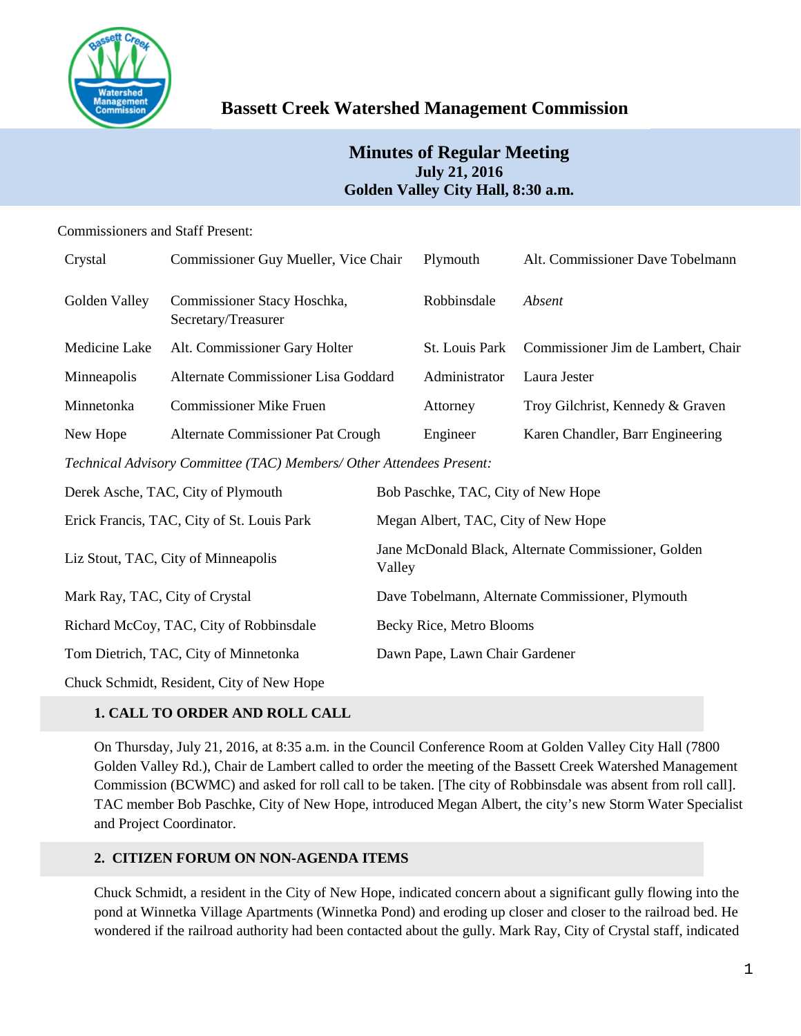# Bassett Creek Watershed Management Commission

## Minutes of Regular Meeting
**July 21, 2016**
**Golden Valley City Hall, 8:30 a.m.**

Commissioners and Staff Present:

| | | | |
|---|---|---|---|
| Crystal | Commissioner Guy Mueller, Vice Chair | Plymouth | Alt. Commissioner Dave Tobelmann |
| Golden Valley | Commissioner Stacy Hoschka, Secretary/Treasurer | Robbinsdale | *Absent* |
| Medicine Lake | Alt. Commissioner Gary Holter | St. Louis Park | Commissioner Jim de Lambert, Chair |
| Minneapolis | Alternate Commissioner Lisa Goddard | Administrator | Laura Jester |
| Minnetonka | Commissioner Mike Fruen | Attorney | Troy Gilchrist, Kennedy & Graven |
| New Hope | Alternate Commissioner Pat Crough | Engineer | Karen Chandler, Barr Engineering |

*Technical Advisory Committee (TAC) Members/ Other Attendees Present:*

| | |
|---|---|
| Derek Asche, TAC, City of Plymouth | Bob Paschke, TAC, City of New Hope |
| Erick Francis, TAC, City of St. Louis Park | Megan Albert, TAC, City of New Hope |
| Liz Stout, TAC, City of Minneapolis | Jane McDonald Black, Alternate Commissioner, Golden Valley |
| Mark Ray, TAC, City of Crystal | Dave Tobelmann, Alternate Commissioner, Plymouth |
| Richard McCoy, TAC, City of Robbinsdale | Becky Rice, Metro Blooms |
| Tom Dietrich, TAC, City of Minnetonka | Dawn Pape, Lawn Chair Gardener |
| Chuck Schmidt, Resident, City of New Hope | |

### 1. CALL TO ORDER AND ROLL CALL

On Thursday, July 21, 2016, at 8:35 a.m. in the Council Conference Room at Golden Valley City Hall (7800 Golden Valley Rd.), Chair de Lambert called to order the meeting of the Bassett Creek Watershed Management Commission (BCWMC) and asked for roll call to be taken. [The city of Robbinsdale was absent from roll call]. TAC member Bob Paschke, City of New Hope, introduced Megan Albert, the city's new Storm Water Specialist and Project Coordinator.

### 2. CITIZEN FORUM ON NON-AGENDA ITEMS

Chuck Schmidt, a resident in the City of New Hope, indicated concern about a significant gully flowing into the pond at Winnetka Village Apartments (Winnetka Pond) and eroding up closer and closer to the railroad bed. He wondered if the railroad authority had been contacted about the gully. Mark Ray, City of Crystal staff, indicated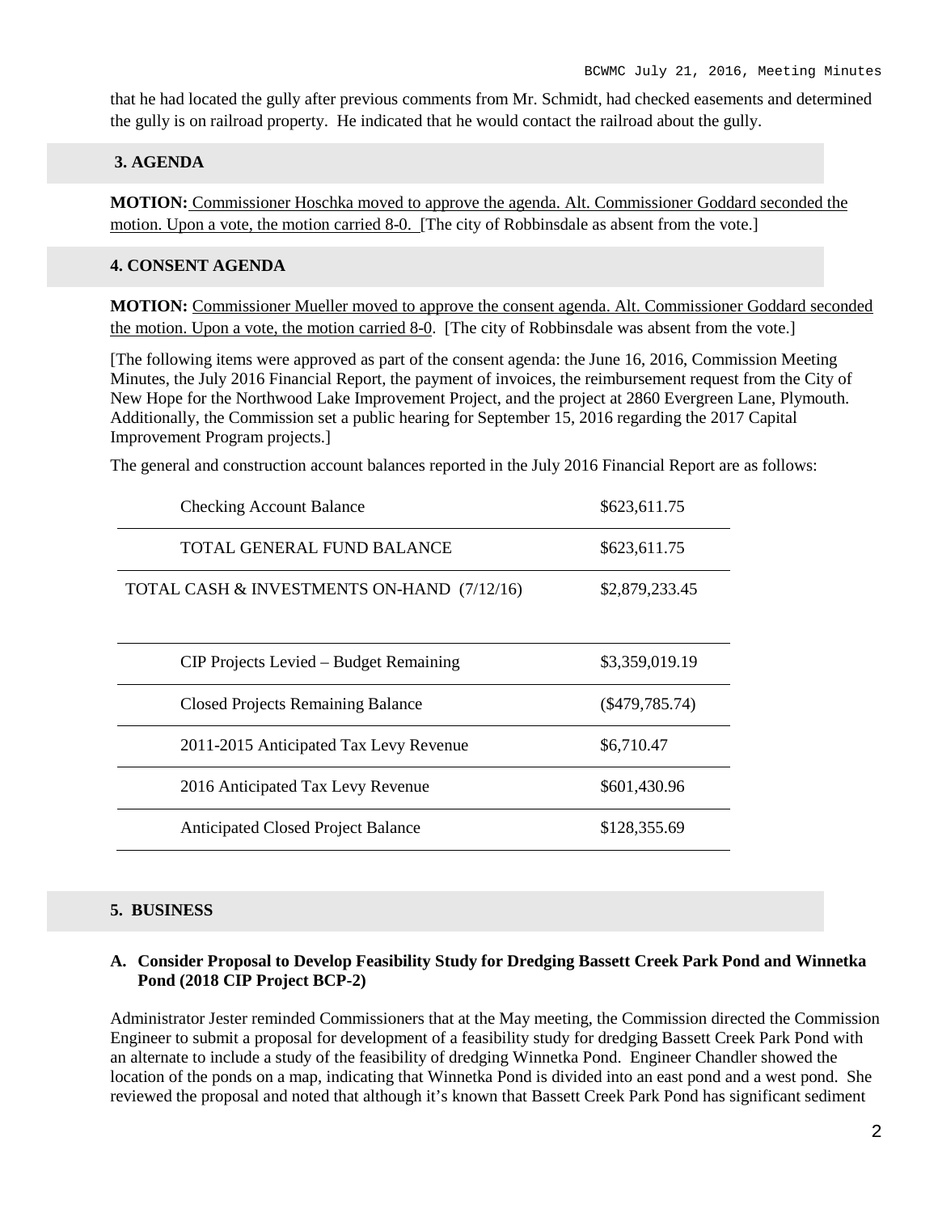that he had located the gully after previous comments from Mr. Schmidt, had checked easements and determined the gully is on railroad property. He indicated that he would contact the railroad about the gully.

## 3. AGENDA

**MOTION:** Commissioner Hoschka moved to approve the agenda. Alt. Commissioner Goddard seconded the motion. Upon a vote, the motion carried 8-0. [The city of Robbinsdale as absent from the vote.]

## 4. CONSENT AGENDA

**MOTION:** Commissioner Mueller moved to approve the consent agenda. Alt. Commissioner Goddard seconded the motion. Upon a vote, the motion carried 8-0. [The city of Robbinsdale was absent from the vote.]

[The following items were approved as part of the consent agenda: the June 16, 2016, Commission Meeting Minutes, the July 2016 Financial Report, the payment of invoices, the reimbursement request from the City of New Hope for the Northwood Lake Improvement Project, and the project at 2860 Evergreen Lane, Plymouth. Additionally, the Commission set a public hearing for September 15, 2016 regarding the 2017 Capital Improvement Program projects.]

The general and construction account balances reported in the July 2016 Financial Report are as follows:

| | |
|---|---|
| Checking Account Balance | $623,611.75 |
| TOTAL GENERAL FUND BALANCE | $623,611.75 |
| TOTAL CASH & INVESTMENTS ON-HAND (7/12/16) | $2,879,233.45 |
| CIP Projects Levied – Budget Remaining | $3,359,019.19 |
| Closed Projects Remaining Balance | ($479,785.74) |
| 2011-2015 Anticipated Tax Levy Revenue | $6,710.47 |
| 2016 Anticipated Tax Levy Revenue | $601,430.96 |
| Anticipated Closed Project Balance | $128,355.69 |

## 5. BUSINESS

### A. Consider Proposal to Develop Feasibility Study for Dredging Bassett Creek Park Pond and Winnetka Pond (2018 CIP Project BCP-2)

Administrator Jester reminded Commissioners that at the May meeting, the Commission directed the Commission Engineer to submit a proposal for development of a feasibility study for dredging Bassett Creek Park Pond with an alternate to include a study of the feasibility of dredging Winnetka Pond. Engineer Chandler showed the location of the ponds on a map, indicating that Winnetka Pond is divided into an east pond and a west pond. She reviewed the proposal and noted that although it's known that Bassett Creek Park Pond has significant sediment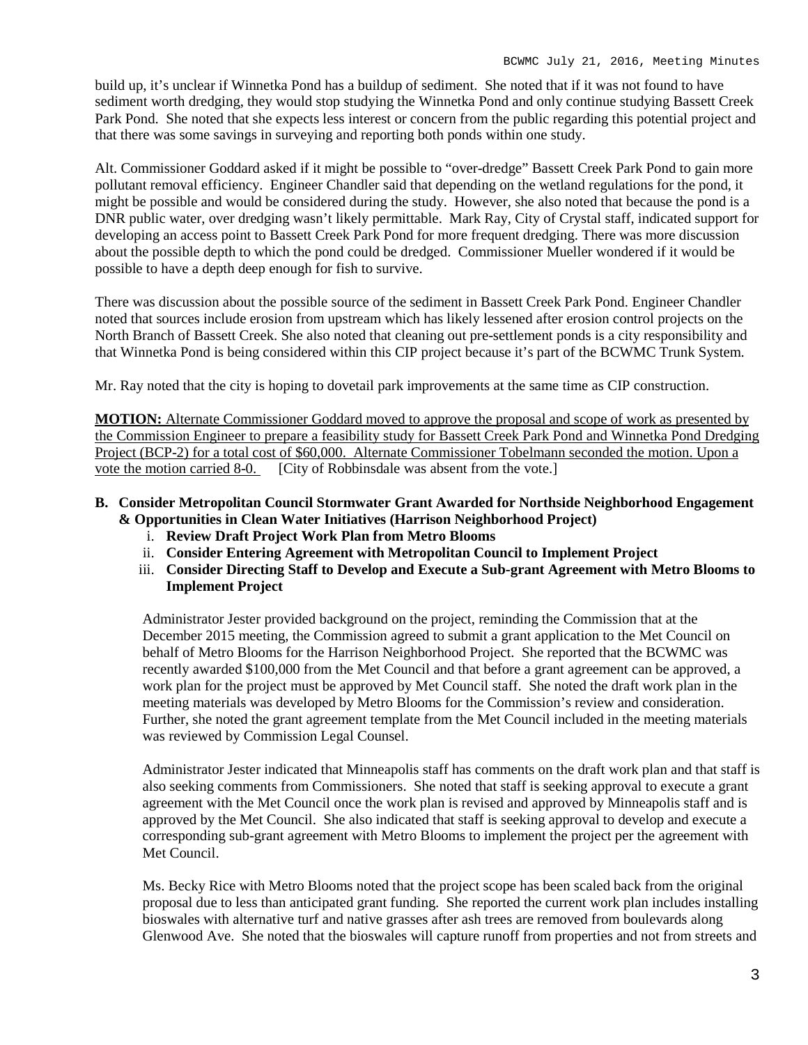build up, it's unclear if Winnetka Pond has a buildup of sediment. She noted that if it was not found to have sediment worth dredging, they would stop studying the Winnetka Pond and only continue studying Bassett Creek Park Pond. She noted that she expects less interest or concern from the public regarding this potential project and that there was some savings in surveying and reporting both ponds within one study.

Alt. Commissioner Goddard asked if it might be possible to "over-dredge" Bassett Creek Park Pond to gain more pollutant removal efficiency. Engineer Chandler said that depending on the wetland regulations for the pond, it might be possible and would be considered during the study. However, she also noted that because the pond is a DNR public water, over dredging wasn't likely permittable. Mark Ray, City of Crystal staff, indicated support for developing an access point to Bassett Creek Park Pond for more frequent dredging. There was more discussion about the possible depth to which the pond could be dredged. Commissioner Mueller wondered if it would be possible to have a depth deep enough for fish to survive.

There was discussion about the possible source of the sediment in Bassett Creek Park Pond. Engineer Chandler noted that sources include erosion from upstream which has likely lessened after erosion control projects on the North Branch of Bassett Creek. She also noted that cleaning out pre-settlement ponds is a city responsibility and that Winnetka Pond is being considered within this CIP project because it's part of the BCWMC Trunk System.

Mr. Ray noted that the city is hoping to dovetail park improvements at the same time as CIP construction.

**MOTION:** Alternate Commissioner Goddard moved to approve the proposal and scope of work as presented by the Commission Engineer to prepare a feasibility study for Bassett Creek Park Pond and Winnetka Pond Dredging Project (BCP-2) for a total cost of $60,000. Alternate Commissioner Tobelmann seconded the motion. Upon a vote the motion carried 8-0. [City of Robbinsdale was absent from the vote.]

**B. Consider Metropolitan Council Stormwater Grant Awarded for Northside Neighborhood Engagement & Opportunities in Clean Water Initiatives (Harrison Neighborhood Project)**

i. **Review Draft Project Work Plan from Metro Blooms**
ii. **Consider Entering Agreement with Metropolitan Council to Implement Project**
iii. **Consider Directing Staff to Develop and Execute a Sub-grant Agreement with Metro Blooms to Implement Project**

Administrator Jester provided background on the project, reminding the Commission that at the December 2015 meeting, the Commission agreed to submit a grant application to the Met Council on behalf of Metro Blooms for the Harrison Neighborhood Project. She reported that the BCWMC was recently awarded $100,000 from the Met Council and that before a grant agreement can be approved, a work plan for the project must be approved by Met Council staff. She noted the draft work plan in the meeting materials was developed by Metro Blooms for the Commission's review and consideration. Further, she noted the grant agreement template from the Met Council included in the meeting materials was reviewed by Commission Legal Counsel.

Administrator Jester indicated that Minneapolis staff has comments on the draft work plan and that staff is also seeking comments from Commissioners. She noted that staff is seeking approval to execute a grant agreement with the Met Council once the work plan is revised and approved by Minneapolis staff and is approved by the Met Council. She also indicated that staff is seeking approval to develop and execute a corresponding sub-grant agreement with Metro Blooms to implement the project per the agreement with Met Council.

Ms. Becky Rice with Metro Blooms noted that the project scope has been scaled back from the original proposal due to less than anticipated grant funding. She reported the current work plan includes installing bioswales with alternative turf and native grasses after ash trees are removed from boulevards along Glenwood Ave. She noted that the bioswales will capture runoff from properties and not from streets and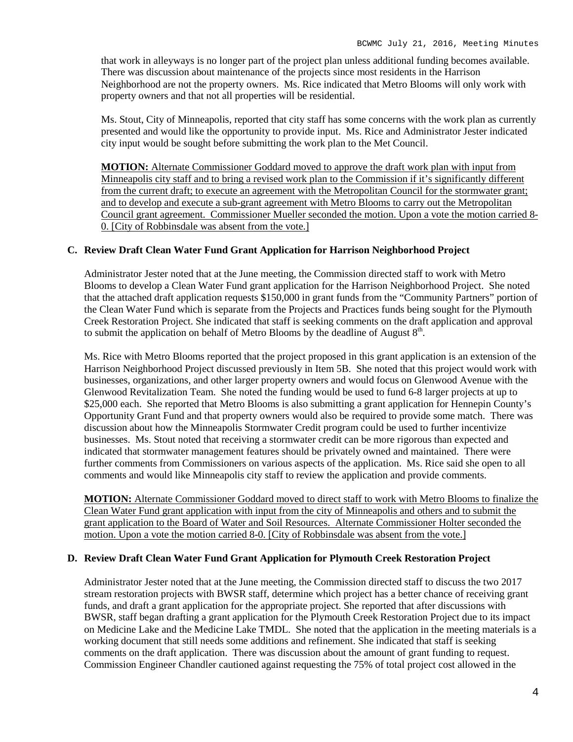that work in alleyways is no longer part of the project plan unless additional funding becomes available. There was discussion about maintenance of the projects since most residents in the Harrison Neighborhood are not the property owners. Ms. Rice indicated that Metro Blooms will only work with property owners and that not all properties will be residential.

Ms. Stout, City of Minneapolis, reported that city staff has some concerns with the work plan as currently presented and would like the opportunity to provide input. Ms. Rice and Administrator Jester indicated city input would be sought before submitting the work plan to the Met Council.

**MOTION:** Alternate Commissioner Goddard moved to approve the draft work plan with input from Minneapolis city staff and to bring a revised work plan to the Commission if it's significantly different from the current draft; to execute an agreement with the Metropolitan Council for the stormwater grant; and to develop and execute a sub-grant agreement with Metro Blooms to carry out the Metropolitan Council grant agreement. Commissioner Mueller seconded the motion. Upon a vote the motion carried 8-0. [City of Robbinsdale was absent from the vote.]

### C. Review Draft Clean Water Fund Grant Application for Harrison Neighborhood Project

Administrator Jester noted that at the June meeting, the Commission directed staff to work with Metro Blooms to develop a Clean Water Fund grant application for the Harrison Neighborhood Project. She noted that the attached draft application requests $150,000 in grant funds from the "Community Partners" portion of the Clean Water Fund which is separate from the Projects and Practices funds being sought for the Plymouth Creek Restoration Project. She indicated that staff is seeking comments on the draft application and approval to submit the application on behalf of Metro Blooms by the deadline of August 8th.

Ms. Rice with Metro Blooms reported that the project proposed in this grant application is an extension of the Harrison Neighborhood Project discussed previously in Item 5B. She noted that this project would work with businesses, organizations, and other larger property owners and would focus on Glenwood Avenue with the Glenwood Revitalization Team. She noted the funding would be used to fund 6-8 larger projects at up to $25,000 each. She reported that Metro Blooms is also submitting a grant application for Hennepin County's Opportunity Grant Fund and that property owners would also be required to provide some match. There was discussion about how the Minneapolis Stormwater Credit program could be used to further incentivize businesses. Ms. Stout noted that receiving a stormwater credit can be more rigorous than expected and indicated that stormwater management features should be privately owned and maintained. There were further comments from Commissioners on various aspects of the application. Ms. Rice said she open to all comments and would like Minneapolis city staff to review the application and provide comments.

**MOTION:** Alternate Commissioner Goddard moved to direct staff to work with Metro Blooms to finalize the Clean Water Fund grant application with input from the city of Minneapolis and others and to submit the grant application to the Board of Water and Soil Resources. Alternate Commissioner Holter seconded the motion. Upon a vote the motion carried 8-0. [City of Robbinsdale was absent from the vote.]

### D. Review Draft Clean Water Fund Grant Application for Plymouth Creek Restoration Project

Administrator Jester noted that at the June meeting, the Commission directed staff to discuss the two 2017 stream restoration projects with BWSR staff, determine which project has a better chance of receiving grant funds, and draft a grant application for the appropriate project. She reported that after discussions with BWSR, staff began drafting a grant application for the Plymouth Creek Restoration Project due to its impact on Medicine Lake and the Medicine Lake TMDL. She noted that the application in the meeting materials is a working document that still needs some additions and refinement. She indicated that staff is seeking comments on the draft application. There was discussion about the amount of grant funding to request. Commission Engineer Chandler cautioned against requesting the 75% of total project cost allowed in the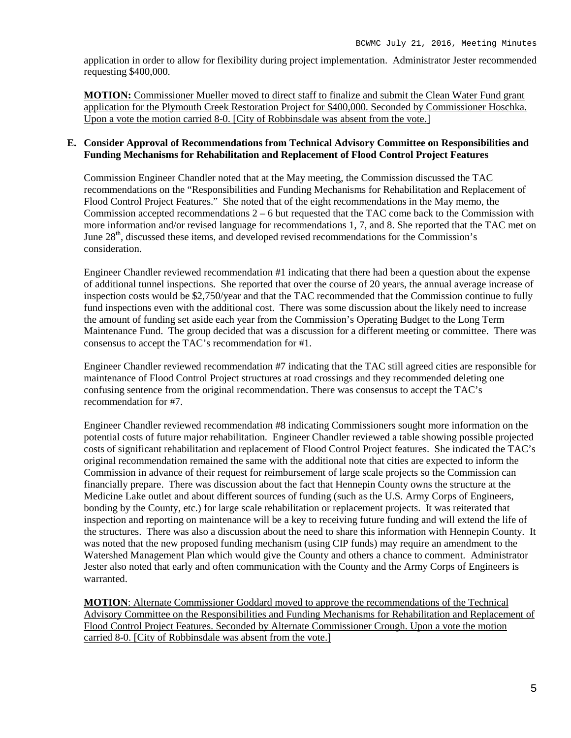application in order to allow for flexibility during project implementation. Administrator Jester recommended requesting $400,000.

**MOTION:** Commissioner Mueller moved to direct staff to finalize and submit the Clean Water Fund grant application for the Plymouth Creek Restoration Project for $400,000. Seconded by Commissioner Hoschka. Upon a vote the motion carried 8-0. [City of Robbinsdale was absent from the vote.]

**E. Consider Approval of Recommendations from Technical Advisory Committee on Responsibilities and Funding Mechanisms for Rehabilitation and Replacement of Flood Control Project Features**

Commission Engineer Chandler noted that at the May meeting, the Commission discussed the TAC recommendations on the "Responsibilities and Funding Mechanisms for Rehabilitation and Replacement of Flood Control Project Features." She noted that of the eight recommendations in the May memo, the Commission accepted recommendations 2 – 6 but requested that the TAC come back to the Commission with more information and/or revised language for recommendations 1, 7, and 8. She reported that the TAC met on June 28th, discussed these items, and developed revised recommendations for the Commission's consideration.

Engineer Chandler reviewed recommendation #1 indicating that there had been a question about the expense of additional tunnel inspections. She reported that over the course of 20 years, the annual average increase of inspection costs would be $2,750/year and that the TAC recommended that the Commission continue to fully fund inspections even with the additional cost. There was some discussion about the likely need to increase the amount of funding set aside each year from the Commission's Operating Budget to the Long Term Maintenance Fund. The group decided that was a discussion for a different meeting or committee. There was consensus to accept the TAC's recommendation for #1.

Engineer Chandler reviewed recommendation #7 indicating that the TAC still agreed cities are responsible for maintenance of Flood Control Project structures at road crossings and they recommended deleting one confusing sentence from the original recommendation. There was consensus to accept the TAC's recommendation for #7.

Engineer Chandler reviewed recommendation #8 indicating Commissioners sought more information on the potential costs of future major rehabilitation. Engineer Chandler reviewed a table showing possible projected costs of significant rehabilitation and replacement of Flood Control Project features. She indicated the TAC's original recommendation remained the same with the additional note that cities are expected to inform the Commission in advance of their request for reimbursement of large scale projects so the Commission can financially prepare. There was discussion about the fact that Hennepin County owns the structure at the Medicine Lake outlet and about different sources of funding (such as the U.S. Army Corps of Engineers, bonding by the County, etc.) for large scale rehabilitation or replacement projects. It was reiterated that inspection and reporting on maintenance will be a key to receiving future funding and will extend the life of the structures. There was also a discussion about the need to share this information with Hennepin County. It was noted that the new proposed funding mechanism (using CIP funds) may require an amendment to the Watershed Management Plan which would give the County and others a chance to comment. Administrator Jester also noted that early and often communication with the County and the Army Corps of Engineers is warranted.

**MOTION**: Alternate Commissioner Goddard moved to approve the recommendations of the Technical Advisory Committee on the Responsibilities and Funding Mechanisms for Rehabilitation and Replacement of Flood Control Project Features. Seconded by Alternate Commissioner Crough. Upon a vote the motion carried 8-0. [City of Robbinsdale was absent from the vote.]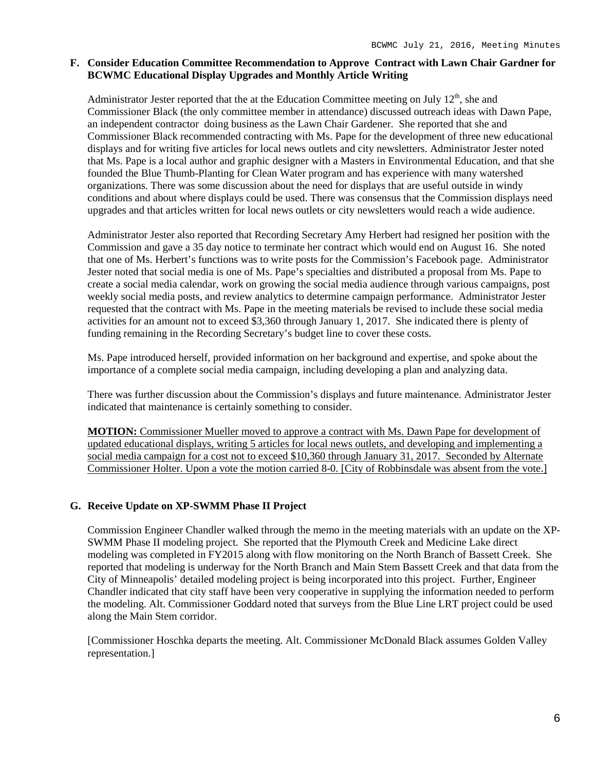### F. Consider Education Committee Recommendation to Approve Contract with Lawn Chair Gardner for BCWMC Educational Display Upgrades and Monthly Article Writing

Administrator Jester reported that the at the Education Committee meeting on July 12th, she and Commissioner Black (the only committee member in attendance) discussed outreach ideas with Dawn Pape, an independent contractor doing business as the Lawn Chair Gardener. She reported that she and Commissioner Black recommended contracting with Ms. Pape for the development of three new educational displays and for writing five articles for local news outlets and city newsletters. Administrator Jester noted that Ms. Pape is a local author and graphic designer with a Masters in Environmental Education, and that she founded the Blue Thumb-Planting for Clean Water program and has experience with many watershed organizations. There was some discussion about the need for displays that are useful outside in windy conditions and about where displays could be used. There was consensus that the Commission displays need upgrades and that articles written for local news outlets or city newsletters would reach a wide audience.

Administrator Jester also reported that Recording Secretary Amy Herbert had resigned her position with the Commission and gave a 35 day notice to terminate her contract which would end on August 16. She noted that one of Ms. Herbert's functions was to write posts for the Commission's Facebook page. Administrator Jester noted that social media is one of Ms. Pape's specialties and distributed a proposal from Ms. Pape to create a social media calendar, work on growing the social media audience through various campaigns, post weekly social media posts, and review analytics to determine campaign performance. Administrator Jester requested that the contract with Ms. Pape in the meeting materials be revised to include these social media activities for an amount not to exceed $3,360 through January 1, 2017. She indicated there is plenty of funding remaining in the Recording Secretary's budget line to cover these costs.

Ms. Pape introduced herself, provided information on her background and expertise, and spoke about the importance of a complete social media campaign, including developing a plan and analyzing data.

There was further discussion about the Commission's displays and future maintenance. Administrator Jester indicated that maintenance is certainly something to consider.

**MOTION:** Commissioner Mueller moved to approve a contract with Ms. Dawn Pape for development of updated educational displays, writing 5 articles for local news outlets, and developing and implementing a social media campaign for a cost not to exceed $10,360 through January 31, 2017. Seconded by Alternate Commissioner Holter. Upon a vote the motion carried 8-0. [City of Robbinsdale was absent from the vote.]

### G. Receive Update on XP-SWMM Phase II Project

Commission Engineer Chandler walked through the memo in the meeting materials with an update on the XP-SWMM Phase II modeling project. She reported that the Plymouth Creek and Medicine Lake direct modeling was completed in FY2015 along with flow monitoring on the North Branch of Bassett Creek. She reported that modeling is underway for the North Branch and Main Stem Bassett Creek and that data from the City of Minneapolis' detailed modeling project is being incorporated into this project. Further, Engineer Chandler indicated that city staff have been very cooperative in supplying the information needed to perform the modeling. Alt. Commissioner Goddard noted that surveys from the Blue Line LRT project could be used along the Main Stem corridor.

[Commissioner Hoschka departs the meeting. Alt. Commissioner McDonald Black assumes Golden Valley representation.]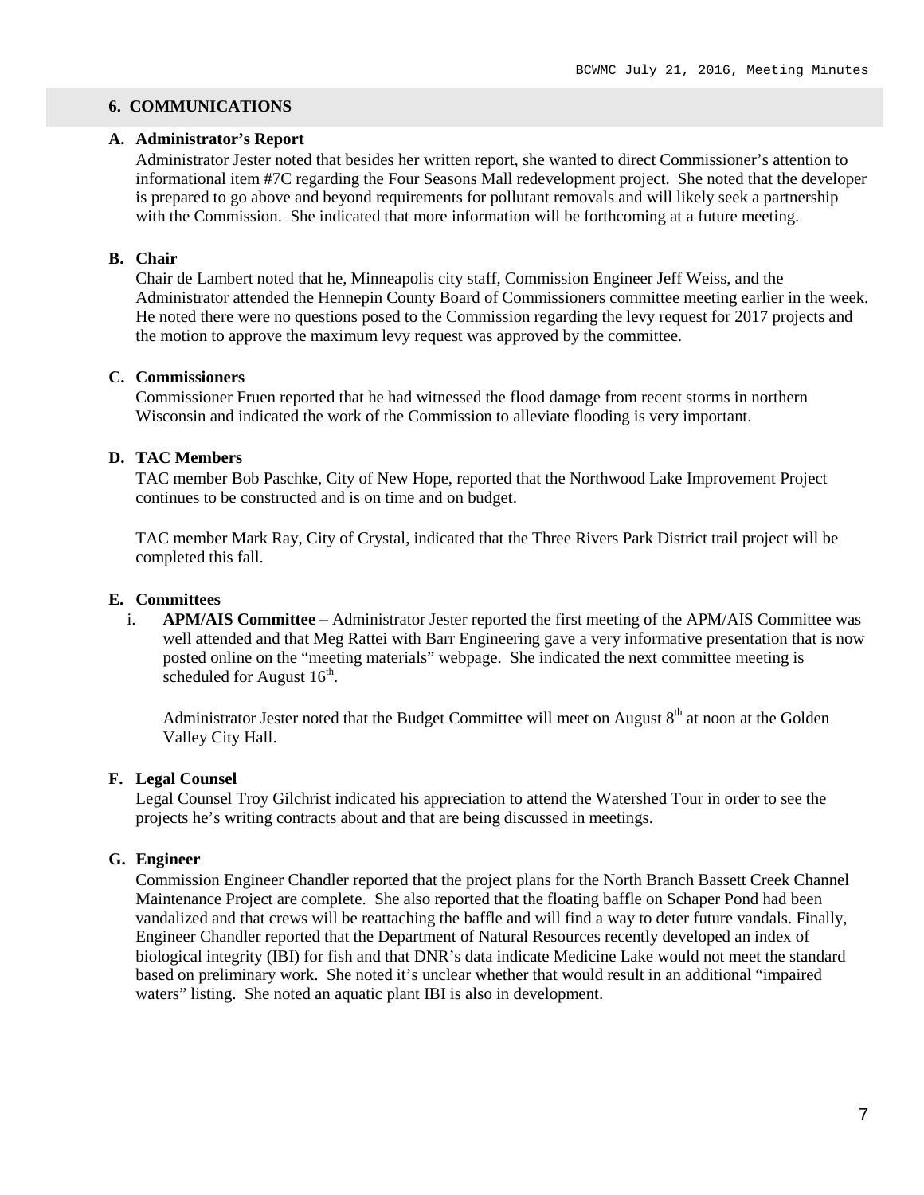## 6. COMMUNICATIONS

**A. Administrator's Report**

Administrator Jester noted that besides her written report, she wanted to direct Commissioner's attention to informational item #7C regarding the Four Seasons Mall redevelopment project. She noted that the developer is prepared to go above and beyond requirements for pollutant removals and will likely seek a partnership with the Commission. She indicated that more information will be forthcoming at a future meeting.

**B. Chair**

Chair de Lambert noted that he, Minneapolis city staff, Commission Engineer Jeff Weiss, and the Administrator attended the Hennepin County Board of Commissioners committee meeting earlier in the week. He noted there were no questions posed to the Commission regarding the levy request for 2017 projects and the motion to approve the maximum levy request was approved by the committee.

**C. Commissioners**

Commissioner Fruen reported that he had witnessed the flood damage from recent storms in northern Wisconsin and indicated the work of the Commission to alleviate flooding is very important.

**D. TAC Members**

TAC member Bob Paschke, City of New Hope, reported that the Northwood Lake Improvement Project continues to be constructed and is on time and on budget.

TAC member Mark Ray, City of Crystal, indicated that the Three Rivers Park District trail project will be completed this fall.

**E. Committees**

i. **APM/AIS Committee –** Administrator Jester reported the first meeting of the APM/AIS Committee was well attended and that Meg Rattei with Barr Engineering gave a very informative presentation that is now posted online on the "meeting materials" webpage. She indicated the next committee meeting is scheduled for August 16th.

Administrator Jester noted that the Budget Committee will meet on August 8th at noon at the Golden Valley City Hall.

**F. Legal Counsel**

Legal Counsel Troy Gilchrist indicated his appreciation to attend the Watershed Tour in order to see the projects he's writing contracts about and that are being discussed in meetings.

**G. Engineer**

Commission Engineer Chandler reported that the project plans for the North Branch Bassett Creek Channel Maintenance Project are complete. She also reported that the floating baffle on Schaper Pond had been vandalized and that crews will be reattaching the baffle and will find a way to deter future vandals. Finally, Engineer Chandler reported that the Department of Natural Resources recently developed an index of biological integrity (IBI) for fish and that DNR's data indicate Medicine Lake would not meet the standard based on preliminary work. She noted it's unclear whether that would result in an additional "impaired waters" listing. She noted an aquatic plant IBI is also in development.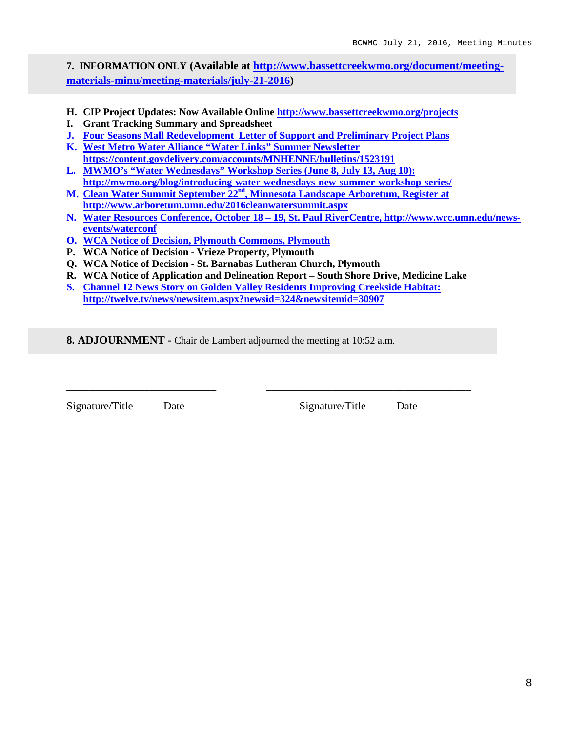## 7. INFORMATION ONLY (Available at http://www.bassettcreekwmo.org/document/meeting-materials-minu/meeting-materials/july-21-2016)

- **H. CIP Project Updates: Now Available Online http://www.bassettcreekwmo.org/projects**
- **I. Grant Tracking Summary and Spreadsheet**
- **J. Four Seasons Mall Redevelopment Letter of Support and Preliminary Project Plans**
- **K. West Metro Water Alliance "Water Links" Summer Newsletter https://content.govdelivery.com/accounts/MNHENNE/bulletins/1523191**
- **L. MWMO's "Water Wednesdays" Workshop Series (June 8, July 13, Aug 10): http://mwmo.org/blog/introducing-water-wednesdays-new-summer-workshop-series/**
- **M. Clean Water Summit September 22nd, Minnesota Landscape Arboretum, Register at http://www.arboretum.umn.edu/2016cleanwatersummit.aspx**
- **N. Water Resources Conference, October 18 – 19, St. Paul RiverCentre, http://www.wrc.umn.edu/news-events/waterconf**
- **O. WCA Notice of Decision, Plymouth Commons, Plymouth**
- **P. WCA Notice of Decision - Vrieze Property, Plymouth**
- **Q. WCA Notice of Decision - St. Barnabas Lutheran Church, Plymouth**
- **R. WCA Notice of Application and Delineation Report – South Shore Drive, Medicine Lake**
- **S. Channel 12 News Story on Golden Valley Residents Improving Creekside Habitat: http://twelve.tv/news/newsitem.aspx?newsid=324&newsitemid=30907**

## 8. ADJOURNMENT - Chair de Lambert adjourned the meeting at 10:52 a.m.

______________________________ ______________________________________

Signature/Title Date Signature/Title Date